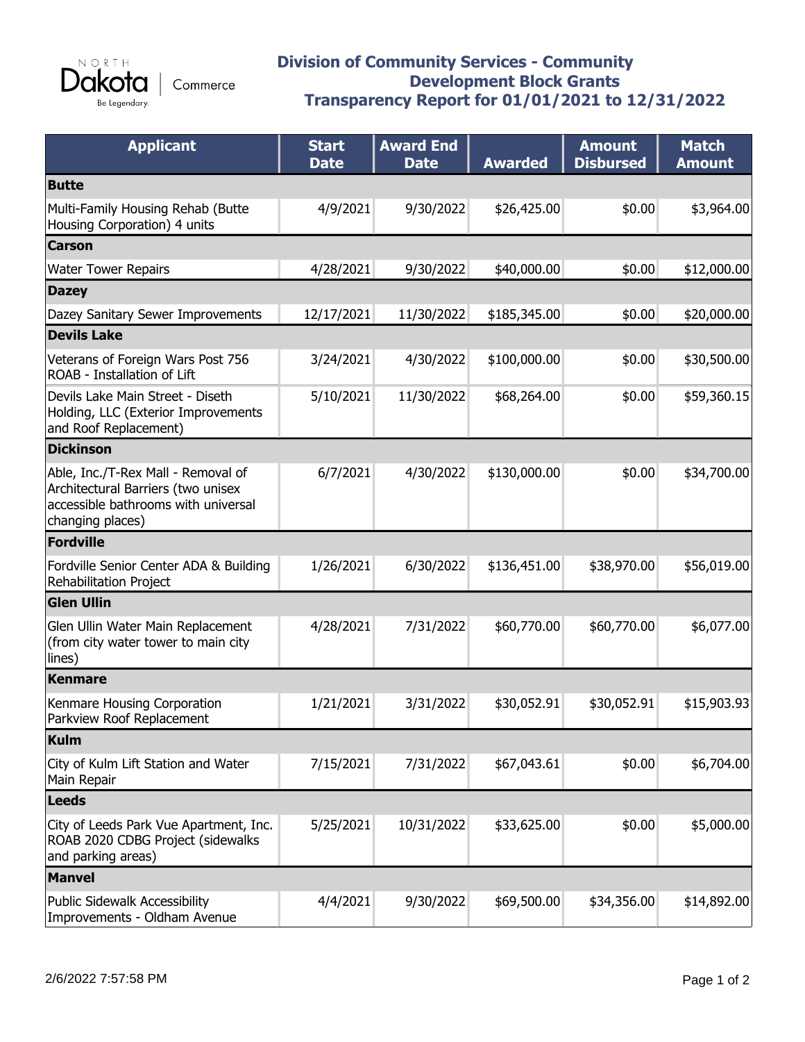# Division of Community Services - Community Development Block Grants Transparency Report for 01/01/2021 to 12/31/2022

| Applicant | Start Date | Award End Date | Awarded | Amount Disbursed | Match Amount |
|---|---|---|---|---|---|
| **Butte** | | | | | |
| Multi-Family Housing Rehab (Butte Housing Corporation) 4 units | 4/9/2021 | 9/30/2022 | $26,425.00 | $0.00 | $3,964.00 |
| **Carson** | | | | | |
| Water Tower Repairs | 4/28/2021 | 9/30/2022 | $40,000.00 | $0.00 | $12,000.00 |
| **Dazey** | | | | | |
| Dazey Sanitary Sewer Improvements | 12/17/2021 | 11/30/2022 | $185,345.00 | $0.00 | $20,000.00 |
| **Devils Lake** | | | | | |
| Veterans of Foreign Wars Post 756 ROAB - Installation of Lift | 3/24/2021 | 4/30/2022 | $100,000.00 | $0.00 | $30,500.00 |
| Devils Lake Main Street - Diseth Holding, LLC (Exterior Improvements and Roof Replacement) | 5/10/2021 | 11/30/2022 | $68,264.00 | $0.00 | $59,360.15 |
| **Dickinson** | | | | | |
| Able, Inc./T-Rex Mall - Removal of Architectural Barriers (two unisex accessible bathrooms with universal changing places) | 6/7/2021 | 4/30/2022 | $130,000.00 | $0.00 | $34,700.00 |
| **Fordville** | | | | | |
| Fordville Senior Center ADA & Building Rehabilitation Project | 1/26/2021 | 6/30/2022 | $136,451.00 | $38,970.00 | $56,019.00 |
| **Glen Ullin** | | | | | |
| Glen Ullin Water Main Replacement (from city water tower to main city lines) | 4/28/2021 | 7/31/2022 | $60,770.00 | $60,770.00 | $6,077.00 |
| **Kenmare** | | | | | |
| Kenmare Housing Corporation Parkview Roof Replacement | 1/21/2021 | 3/31/2022 | $30,052.91 | $30,052.91 | $15,903.93 |
| **Kulm** | | | | | |
| City of Kulm Lift Station and Water Main Repair | 7/15/2021 | 7/31/2022 | $67,043.61 | $0.00 | $6,704.00 |
| **Leeds** | | | | | |
| City of Leeds Park Vue Apartment, Inc. ROAB 2020 CDBG Project (sidewalks and parking areas) | 5/25/2021 | 10/31/2022 | $33,625.00 | $0.00 | $5,000.00 |
| **Manvel** | | | | | |
| Public Sidewalk Accessibility Improvements - Oldham Avenue | 4/4/2021 | 9/30/2022 | $69,500.00 | $34,356.00 | $14,892.00 |

2/6/2022 7:57:58 PM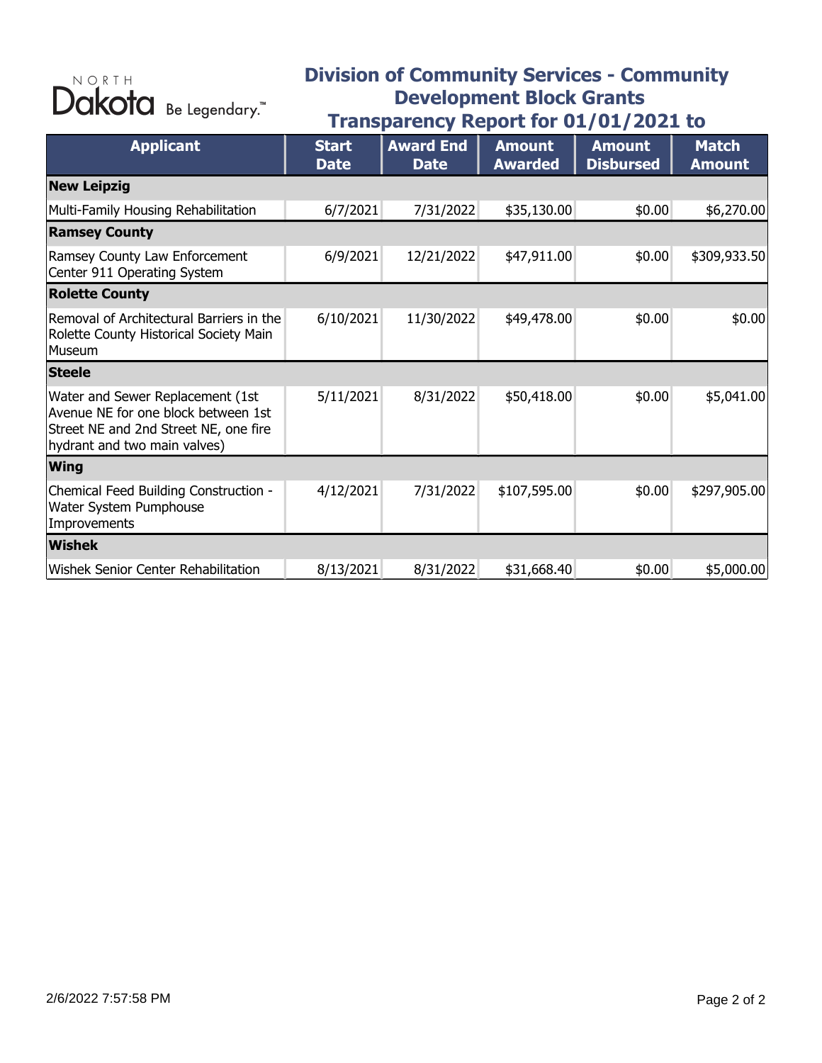North Dakota Be Legendary.™

# Division of Community Services - Community Development Block Grants Transparency Report for 01/01/2021 to

| Applicant | Start Date | Award End Date | Amount Awarded | Amount Disbursed | Match Amount |
|---|---|---|---|---|---|
| **New Leipzig** | | | | | |
| Multi-Family Housing Rehabilitation | 6/7/2021 | 7/31/2022 | $35,130.00 | $0.00 | $6,270.00 |
| **Ramsey County** | | | | | |
| Ramsey County Law Enforcement Center 911 Operating System | 6/9/2021 | 12/21/2022 | $47,911.00 | $0.00 | $309,933.50 |
| **Rolette County** | | | | | |
| Removal of Architectural Barriers in the Rolette County Historical Society Main Museum | 6/10/2021 | 11/30/2022 | $49,478.00 | $0.00 | $0.00 |
| **Steele** | | | | | |
| Water and Sewer Replacement (1st Avenue NE for one block between 1st Street NE and 2nd Street NE, one fire hydrant and two main valves) | 5/11/2021 | 8/31/2022 | $50,418.00 | $0.00 | $5,041.00 |
| **Wing** | | | | | |
| Chemical Feed Building Construction - Water System Pumphouse Improvements | 4/12/2021 | 7/31/2022 | $107,595.00 | $0.00 | $297,905.00 |
| **Wishek** | | | | | |
| Wishek Senior Center Rehabilitation | 8/13/2021 | 8/31/2022 | $31,668.40 | $0.00 | $5,000.00 |

2/6/2022 7:57:58 PM